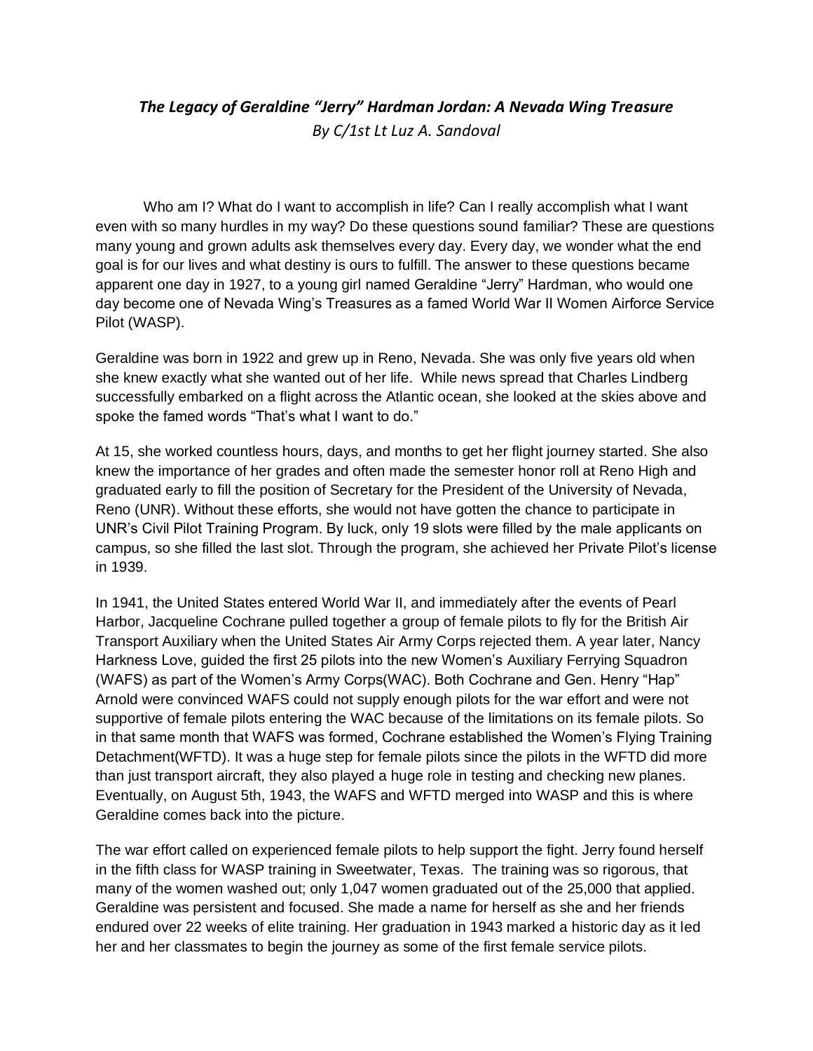### *The Legacy of Geraldine "Jerry" Hardman Jordan: A Nevada Wing Treasure*

*By C/1st Lt Luz A. Sandoval*

Who am I? What do I want to accomplish in life? Can I really accomplish what I want even with so many hurdles in my way? Do these questions sound familiar? These are questions many young and grown adults ask themselves every day. Every day, we wonder what the end goal is for our lives and what destiny is ours to fulfill. The answer to these questions became apparent one day in 1927, to a young girl named Geraldine "Jerry" Hardman, who would one day become one of Nevada Wing's Treasures as a famed World War II Women Airforce Service Pilot (WASP).

Geraldine was born in 1922 and grew up in Reno, Nevada. She was only five years old when she knew exactly what she wanted out of her life. While news spread that Charles Lindberg successfully embarked on a flight across the Atlantic ocean, she looked at the skies above and spoke the famed words "That's what I want to do."

At 15, she worked countless hours, days, and months to get her flight journey started. She also knew the importance of her grades and often made the semester honor roll at Reno High and graduated early to fill the position of Secretary for the President of the University of Nevada, Reno (UNR). Without these efforts, she would not have gotten the chance to participate in UNR's Civil Pilot Training Program. By luck, only 19 slots were filled by the male applicants on campus, so she filled the last slot. Through the program, she achieved her Private Pilot's license in 1939.

In 1941, the United States entered World War II, and immediately after the events of Pearl Harbor, Jacqueline Cochrane pulled together a group of female pilots to fly for the British Air Transport Auxiliary when the United States Air Army Corps rejected them. A year later, Nancy Harkness Love, guided the first 25 pilots into the new Women's Auxiliary Ferrying Squadron (WAFS) as part of the Women's Army Corps(WAC). Both Cochrane and Gen. Henry "Hap" Arnold were convinced WAFS could not supply enough pilots for the war effort and were not supportive of female pilots entering the WAC because of the limitations on its female pilots. So in that same month that WAFS was formed, Cochrane established the Women's Flying Training Detachment(WFTD). It was a huge step for female pilots since the pilots in the WFTD did more than just transport aircraft, they also played a huge role in testing and checking new planes. Eventually, on August 5th, 1943, the WAFS and WFTD merged into WASP and this is where Geraldine comes back into the picture.

The war effort called on experienced female pilots to help support the fight. Jerry found herself in the fifth class for WASP training in Sweetwater, Texas. The training was so rigorous, that many of the women washed out; only 1,047 women graduated out of the 25,000 that applied. Geraldine was persistent and focused. She made a name for herself as she and her friends endured over 22 weeks of elite training. Her graduation in 1943 marked a historic day as it led her and her classmates to begin the journey as some of the first female service pilots.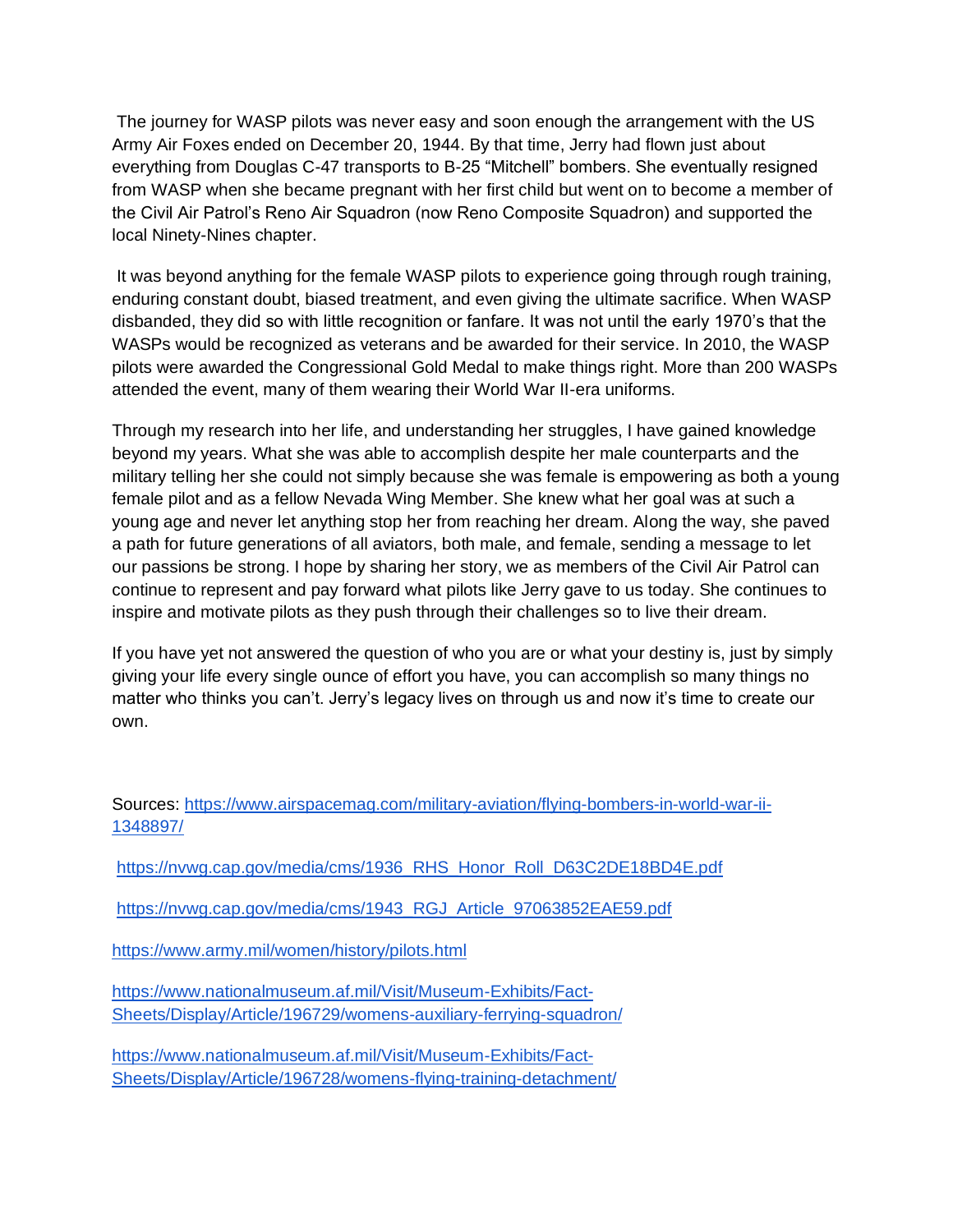The journey for WASP pilots was never easy and soon enough the arrangement with the US Army Air Foxes ended on December 20, 1944. By that time, Jerry had flown just about everything from Douglas C-47 transports to B-25 "Mitchell" bombers. She eventually resigned from WASP when she became pregnant with her first child but went on to become a member of the Civil Air Patrol's Reno Air Squadron (now Reno Composite Squadron) and supported the local Ninety-Nines chapter.

It was beyond anything for the female WASP pilots to experience going through rough training, enduring constant doubt, biased treatment, and even giving the ultimate sacrifice. When WASP disbanded, they did so with little recognition or fanfare. It was not until the early 1970's that the WASPs would be recognized as veterans and be awarded for their service. In 2010, the WASP pilots were awarded the Congressional Gold Medal to make things right. More than 200 WASPs attended the event, many of them wearing their World War II-era uniforms.

Through my research into her life, and understanding her struggles, I have gained knowledge beyond my years. What she was able to accomplish despite her male counterparts and the military telling her she could not simply because she was female is empowering as both a young female pilot and as a fellow Nevada Wing Member. She knew what her goal was at such a young age and never let anything stop her from reaching her dream. Along the way, she paved a path for future generations of all aviators, both male, and female, sending a message to let our passions be strong. I hope by sharing her story, we as members of the Civil Air Patrol can continue to represent and pay forward what pilots like Jerry gave to us today. She continues to inspire and motivate pilots as they push through their challenges so to live their dream.

If you have yet not answered the question of who you are or what your destiny is, just by simply giving your life every single ounce of effort you have, you can accomplish so many things no matter who thinks you can't. Jerry's legacy lives on through us and now it's time to create our own.

Sources: https://www.airspacemag.com/military-aviation/flying-bombers-in-world-war-ii-1348897/

https://nvwg.cap.gov/media/cms/1936_RHS_Honor_Roll_D63C2DE18BD4E.pdf

https://nvwg.cap.gov/media/cms/1943_RGJ_Article_97063852EAE59.pdf

https://www.army.mil/women/history/pilots.html

https://www.nationalmuseum.af.mil/Visit/Museum-Exhibits/Fact-Sheets/Display/Article/196729/womens-auxiliary-ferrying-squadron/

https://www.nationalmuseum.af.mil/Visit/Museum-Exhibits/Fact-Sheets/Display/Article/196728/womens-flying-training-detachment/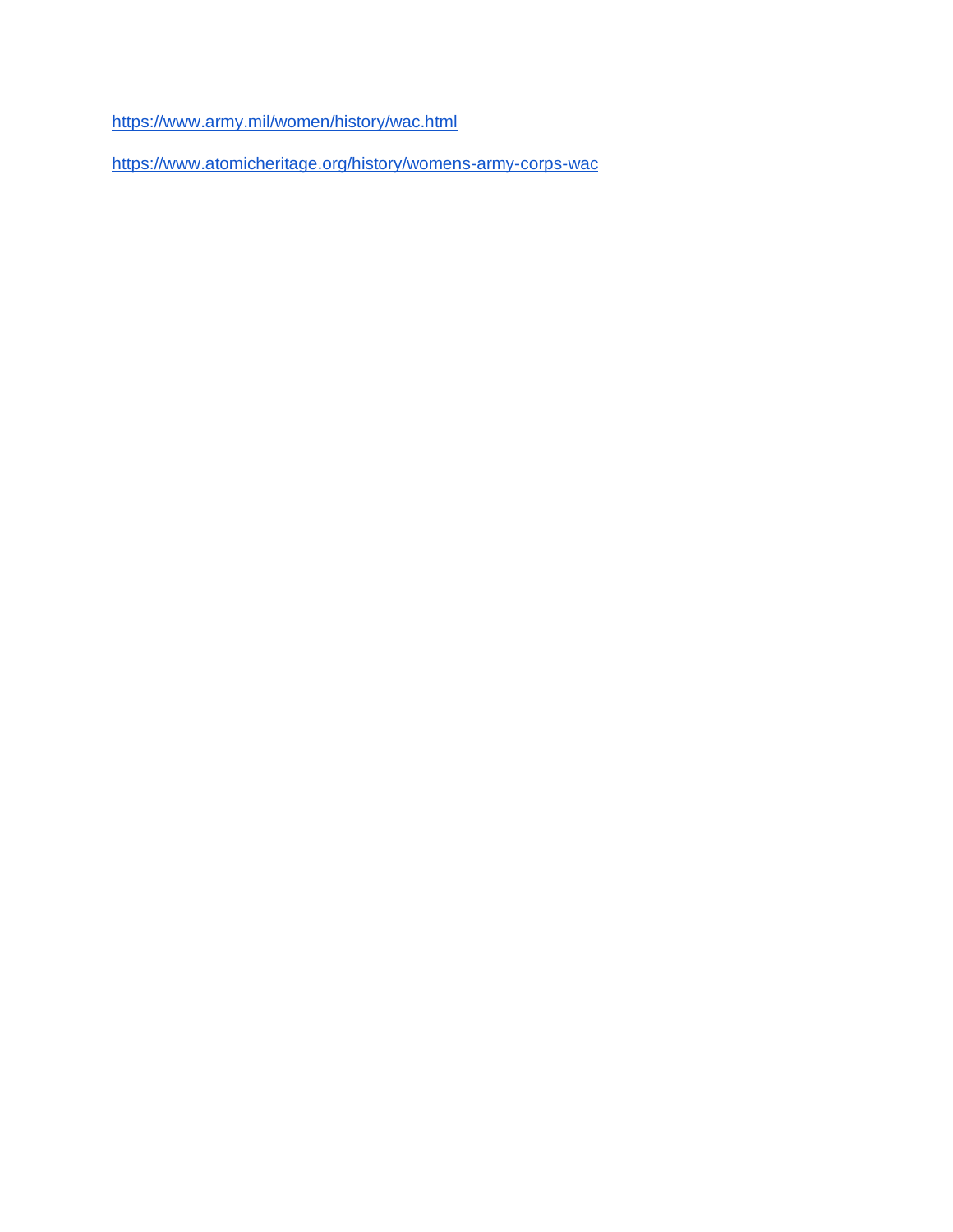https://www.army.mil/women/history/wac.html

https://www.atomicheritage.org/history/womens-army-corps-wac